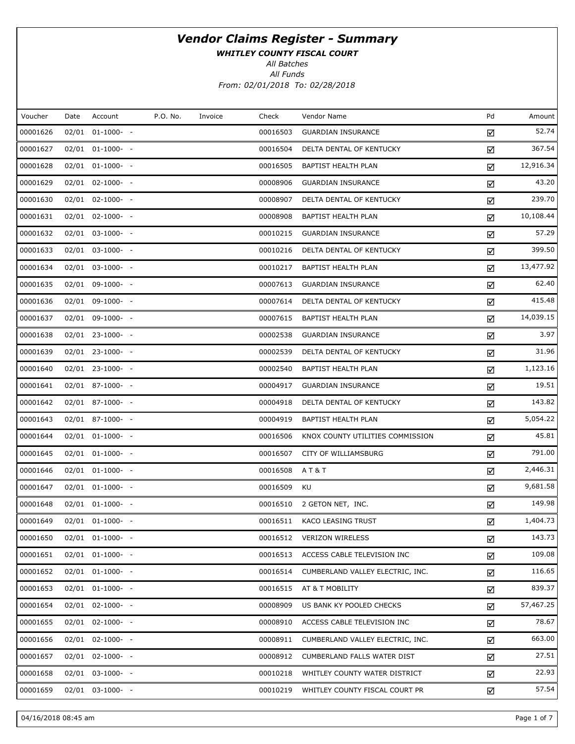# *Vendor Claims Register - Summary*

***WHITLEY COUNTY FISCAL COURT***

*All Batches*

*All Funds*

*From: 02/01/2018 To: 02/28/2018*

| Voucher | Date | Account | P.O. No. | Invoice | Check | Vendor Name | Pd | Amount |
|---|---|---|---|---|---|---|---|---|
| 00001626 | 02/01 | 01-1000- - | | | 00016503 | GUARDIAN INSURANCE | ☑ | 52.74 |
| 00001627 | 02/01 | 01-1000- - | | | 00016504 | DELTA DENTAL OF KENTUCKY | ☑ | 367.54 |
| 00001628 | 02/01 | 01-1000- - | | | 00016505 | BAPTIST HEALTH PLAN | ☑ | 12,916.34 |
| 00001629 | 02/01 | 02-1000- - | | | 00008906 | GUARDIAN INSURANCE | ☑ | 43.20 |
| 00001630 | 02/01 | 02-1000- - | | | 00008907 | DELTA DENTAL OF KENTUCKY | ☑ | 239.70 |
| 00001631 | 02/01 | 02-1000- - | | | 00008908 | BAPTIST HEALTH PLAN | ☑ | 10,108.44 |
| 00001632 | 02/01 | 03-1000- - | | | 00010215 | GUARDIAN INSURANCE | ☑ | 57.29 |
| 00001633 | 02/01 | 03-1000- - | | | 00010216 | DELTA DENTAL OF KENTUCKY | ☑ | 399.50 |
| 00001634 | 02/01 | 03-1000- - | | | 00010217 | BAPTIST HEALTH PLAN | ☑ | 13,477.92 |
| 00001635 | 02/01 | 09-1000- - | | | 00007613 | GUARDIAN INSURANCE | ☑ | 62.40 |
| 00001636 | 02/01 | 09-1000- - | | | 00007614 | DELTA DENTAL OF KENTUCKY | ☑ | 415.48 |
| 00001637 | 02/01 | 09-1000- - | | | 00007615 | BAPTIST HEALTH PLAN | ☑ | 14,039.15 |
| 00001638 | 02/01 | 23-1000- - | | | 00002538 | GUARDIAN INSURANCE | ☑ | 3.97 |
| 00001639 | 02/01 | 23-1000- - | | | 00002539 | DELTA DENTAL OF KENTUCKY | ☑ | 31.96 |
| 00001640 | 02/01 | 23-1000- - | | | 00002540 | BAPTIST HEALTH PLAN | ☑ | 1,123.16 |
| 00001641 | 02/01 | 87-1000- - | | | 00004917 | GUARDIAN INSURANCE | ☑ | 19.51 |
| 00001642 | 02/01 | 87-1000- - | | | 00004918 | DELTA DENTAL OF KENTUCKY | ☑ | 143.82 |
| 00001643 | 02/01 | 87-1000- - | | | 00004919 | BAPTIST HEALTH PLAN | ☑ | 5,054.22 |
| 00001644 | 02/01 | 01-1000- - | | | 00016506 | KNOX COUNTY UTILITIES COMMISSION | ☑ | 45.81 |
| 00001645 | 02/01 | 01-1000- - | | | 00016507 | CITY OF WILLIAMSBURG | ☑ | 791.00 |
| 00001646 | 02/01 | 01-1000- - | | | 00016508 | A T & T | ☑ | 2,446.31 |
| 00001647 | 02/01 | 01-1000- - | | | 00016509 | KU | ☑ | 9,681.58 |
| 00001648 | 02/01 | 01-1000- - | | | 00016510 | 2 GETON NET, INC. | ☑ | 149.98 |
| 00001649 | 02/01 | 01-1000- - | | | 00016511 | KACO LEASING TRUST | ☑ | 1,404.73 |
| 00001650 | 02/01 | 01-1000- - | | | 00016512 | VERIZON WIRELESS | ☑ | 143.73 |
| 00001651 | 02/01 | 01-1000- - | | | 00016513 | ACCESS CABLE TELEVISION INC | ☑ | 109.08 |
| 00001652 | 02/01 | 01-1000- - | | | 00016514 | CUMBERLAND VALLEY ELECTRIC, INC. | ☑ | 116.65 |
| 00001653 | 02/01 | 01-1000- - | | | 00016515 | AT & T MOBILITY | ☑ | 839.37 |
| 00001654 | 02/01 | 02-1000- - | | | 00008909 | US BANK KY POOLED CHECKS | ☑ | 57,467.25 |
| 00001655 | 02/01 | 02-1000- - | | | 00008910 | ACCESS CABLE TELEVISION INC | ☑ | 78.67 |
| 00001656 | 02/01 | 02-1000- - | | | 00008911 | CUMBERLAND VALLEY ELECTRIC, INC. | ☑ | 663.00 |
| 00001657 | 02/01 | 02-1000- - | | | 00008912 | CUMBERLAND FALLS WATER DIST | ☑ | 27.51 |
| 00001658 | 02/01 | 03-1000- - | | | 00010218 | WHITLEY COUNTY WATER DISTRICT | ☑ | 22.93 |
| 00001659 | 02/01 | 03-1000- - | | | 00010219 | WHITLEY COUNTY FISCAL COURT PR | ☑ | 57.54 |

04/16/2018 08:45 am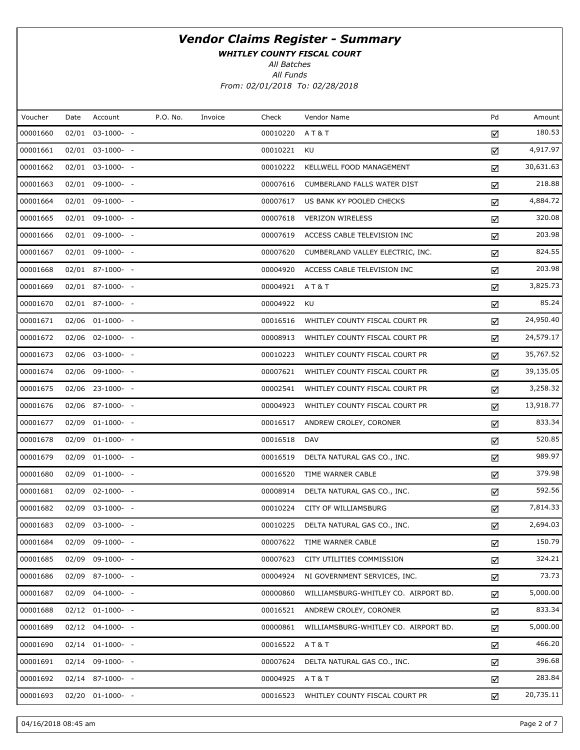# *Vendor Claims Register - Summary*

***WHITLEY COUNTY FISCAL COURT***

*All Batches*

*All Funds*

*From: 02/01/2018 To: 02/28/2018*

| Voucher | Date | Account | P.O. No. | Invoice | Check | Vendor Name | Pd | Amount |
|---|---|---|---|---|---|---|---|---|
| 00001660 | 02/01 | 03-1000- - | | | 00010220 | A T & T | ☑ | 180.53 |
| 00001661 | 02/01 | 03-1000- - | | | 00010221 | KU | ☑ | 4,917.97 |
| 00001662 | 02/01 | 03-1000- - | | | 00010222 | KELLWELL FOOD MANAGEMENT | ☑ | 30,631.63 |
| 00001663 | 02/01 | 09-1000- - | | | 00007616 | CUMBERLAND FALLS WATER DIST | ☑ | 218.88 |
| 00001664 | 02/01 | 09-1000- - | | | 00007617 | US BANK KY POOLED CHECKS | ☑ | 4,884.72 |
| 00001665 | 02/01 | 09-1000- - | | | 00007618 | VERIZON WIRELESS | ☑ | 320.08 |
| 00001666 | 02/01 | 09-1000- - | | | 00007619 | ACCESS CABLE TELEVISION INC | ☑ | 203.98 |
| 00001667 | 02/01 | 09-1000- - | | | 00007620 | CUMBERLAND VALLEY ELECTRIC, INC. | ☑ | 824.55 |
| 00001668 | 02/01 | 87-1000- - | | | 00004920 | ACCESS CABLE TELEVISION INC | ☑ | 203.98 |
| 00001669 | 02/01 | 87-1000- - | | | 00004921 | A T & T | ☑ | 3,825.73 |
| 00001670 | 02/01 | 87-1000- - | | | 00004922 | KU | ☑ | 85.24 |
| 00001671 | 02/06 | 01-1000- - | | | 00016516 | WHITLEY COUNTY FISCAL COURT PR | ☑ | 24,950.40 |
| 00001672 | 02/06 | 02-1000- - | | | 00008913 | WHITLEY COUNTY FISCAL COURT PR | ☑ | 24,579.17 |
| 00001673 | 02/06 | 03-1000- - | | | 00010223 | WHITLEY COUNTY FISCAL COURT PR | ☑ | 35,767.52 |
| 00001674 | 02/06 | 09-1000- - | | | 00007621 | WHITLEY COUNTY FISCAL COURT PR | ☑ | 39,135.05 |
| 00001675 | 02/06 | 23-1000- - | | | 00002541 | WHITLEY COUNTY FISCAL COURT PR | ☑ | 3,258.32 |
| 00001676 | 02/06 | 87-1000- - | | | 00004923 | WHITLEY COUNTY FISCAL COURT PR | ☑ | 13,918.77 |
| 00001677 | 02/09 | 01-1000- - | | | 00016517 | ANDREW CROLEY, CORONER | ☑ | 833.34 |
| 00001678 | 02/09 | 01-1000- - | | | 00016518 | DAV | ☑ | 520.85 |
| 00001679 | 02/09 | 01-1000- - | | | 00016519 | DELTA NATURAL GAS CO., INC. | ☑ | 989.97 |
| 00001680 | 02/09 | 01-1000- - | | | 00016520 | TIME WARNER CABLE | ☑ | 379.98 |
| 00001681 | 02/09 | 02-1000- - | | | 00008914 | DELTA NATURAL GAS CO., INC. | ☑ | 592.56 |
| 00001682 | 02/09 | 03-1000- - | | | 00010224 | CITY OF WILLIAMSBURG | ☑ | 7,814.33 |
| 00001683 | 02/09 | 03-1000- - | | | 00010225 | DELTA NATURAL GAS CO., INC. | ☑ | 2,694.03 |
| 00001684 | 02/09 | 09-1000- - | | | 00007622 | TIME WARNER CABLE | ☑ | 150.79 |
| 00001685 | 02/09 | 09-1000- - | | | 00007623 | CITY UTILITIES COMMISSION | ☑ | 324.21 |
| 00001686 | 02/09 | 87-1000- - | | | 00004924 | NI GOVERNMENT SERVICES, INC. | ☑ | 73.73 |
| 00001687 | 02/09 | 04-1000- - | | | 00000860 | WILLIAMSBURG-WHITLEY CO. AIRPORT BD. | ☑ | 5,000.00 |
| 00001688 | 02/12 | 01-1000- - | | | 00016521 | ANDREW CROLEY, CORONER | ☑ | 833.34 |
| 00001689 | 02/12 | 04-1000- - | | | 00000861 | WILLIAMSBURG-WHITLEY CO. AIRPORT BD. | ☑ | 5,000.00 |
| 00001690 | 02/14 | 01-1000- - | | | 00016522 | A T & T | ☑ | 466.20 |
| 00001691 | 02/14 | 09-1000- - | | | 00007624 | DELTA NATURAL GAS CO., INC. | ☑ | 396.68 |
| 00001692 | 02/14 | 87-1000- - | | | 00004925 | A T & T | ☑ | 283.84 |
| 00001693 | 02/20 | 01-1000- - | | | 00016523 | WHITLEY COUNTY FISCAL COURT PR | ☑ | 20,735.11 |

04/16/2018 08:45 am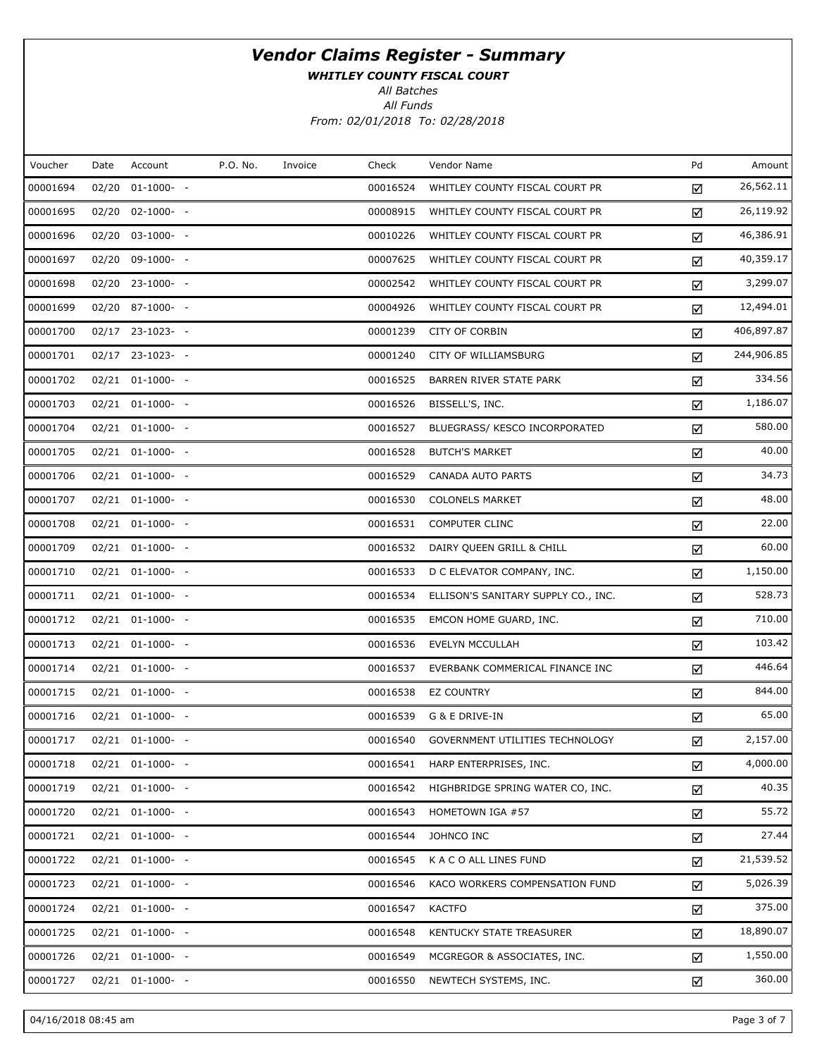# Vendor Claims Register - Summary

***WHITLEY COUNTY FISCAL COURT***

*All Batches*

*All Funds*

*From: 02/01/2018 To: 02/28/2018*

| Voucher | Date | Account | P.O. No. | Invoice | Check | Vendor Name | Pd | Amount |
|---|---|---|---|---|---|---|---|---|
| 00001694 | 02/20 | 01-1000- - | | | 00016524 | WHITLEY COUNTY FISCAL COURT PR | ☑ | 26,562.11 |
| 00001695 | 02/20 | 02-1000- - | | | 00008915 | WHITLEY COUNTY FISCAL COURT PR | ☑ | 26,119.92 |
| 00001696 | 02/20 | 03-1000- - | | | 00010226 | WHITLEY COUNTY FISCAL COURT PR | ☑ | 46,386.91 |
| 00001697 | 02/20 | 09-1000- - | | | 00007625 | WHITLEY COUNTY FISCAL COURT PR | ☑ | 40,359.17 |
| 00001698 | 02/20 | 23-1000- - | | | 00002542 | WHITLEY COUNTY FISCAL COURT PR | ☑ | 3,299.07 |
| 00001699 | 02/20 | 87-1000- - | | | 00004926 | WHITLEY COUNTY FISCAL COURT PR | ☑ | 12,494.01 |
| 00001700 | 02/17 | 23-1023- - | | | 00001239 | CITY OF CORBIN | ☑ | 406,897.87 |
| 00001701 | 02/17 | 23-1023- - | | | 00001240 | CITY OF WILLIAMSBURG | ☑ | 244,906.85 |
| 00001702 | 02/21 | 01-1000- - | | | 00016525 | BARREN RIVER STATE PARK | ☑ | 334.56 |
| 00001703 | 02/21 | 01-1000- - | | | 00016526 | BISSELL'S, INC. | ☑ | 1,186.07 |
| 00001704 | 02/21 | 01-1000- - | | | 00016527 | BLUEGRASS/ KESCO INCORPORATED | ☑ | 580.00 |
| 00001705 | 02/21 | 01-1000- - | | | 00016528 | BUTCH'S MARKET | ☑ | 40.00 |
| 00001706 | 02/21 | 01-1000- - | | | 00016529 | CANADA AUTO PARTS | ☑ | 34.73 |
| 00001707 | 02/21 | 01-1000- - | | | 00016530 | COLONELS MARKET | ☑ | 48.00 |
| 00001708 | 02/21 | 01-1000- - | | | 00016531 | COMPUTER CLINC | ☑ | 22.00 |
| 00001709 | 02/21 | 01-1000- - | | | 00016532 | DAIRY QUEEN GRILL & CHILL | ☑ | 60.00 |
| 00001710 | 02/21 | 01-1000- - | | | 00016533 | D C ELEVATOR COMPANY, INC. | ☑ | 1,150.00 |
| 00001711 | 02/21 | 01-1000- - | | | 00016534 | ELLISON'S SANITARY SUPPLY CO., INC. | ☑ | 528.73 |
| 00001712 | 02/21 | 01-1000- - | | | 00016535 | EMCON HOME GUARD, INC. | ☑ | 710.00 |
| 00001713 | 02/21 | 01-1000- - | | | 00016536 | EVELYN MCCULLAH | ☑ | 103.42 |
| 00001714 | 02/21 | 01-1000- - | | | 00016537 | EVERBANK COMMERICAL FINANCE INC | ☑ | 446.64 |
| 00001715 | 02/21 | 01-1000- - | | | 00016538 | EZ COUNTRY | ☑ | 844.00 |
| 00001716 | 02/21 | 01-1000- - | | | 00016539 | G & E DRIVE-IN | ☑ | 65.00 |
| 00001717 | 02/21 | 01-1000- - | | | 00016540 | GOVERNMENT UTILITIES TECHNOLOGY | ☑ | 2,157.00 |
| 00001718 | 02/21 | 01-1000- - | | | 00016541 | HARP ENTERPRISES, INC. | ☑ | 4,000.00 |
| 00001719 | 02/21 | 01-1000- - | | | 00016542 | HIGHBRIDGE SPRING WATER CO, INC. | ☑ | 40.35 |
| 00001720 | 02/21 | 01-1000- - | | | 00016543 | HOMETOWN IGA #57 | ☑ | 55.72 |
| 00001721 | 02/21 | 01-1000- - | | | 00016544 | JOHNCO INC | ☑ | 27.44 |
| 00001722 | 02/21 | 01-1000- - | | | 00016545 | K A C O ALL LINES FUND | ☑ | 21,539.52 |
| 00001723 | 02/21 | 01-1000- - | | | 00016546 | KACO WORKERS COMPENSATION FUND | ☑ | 5,026.39 |
| 00001724 | 02/21 | 01-1000- - | | | 00016547 | KACTFO | ☑ | 375.00 |
| 00001725 | 02/21 | 01-1000- - | | | 00016548 | KENTUCKY STATE TREASURER | ☑ | 18,890.07 |
| 00001726 | 02/21 | 01-1000- - | | | 00016549 | MCGREGOR & ASSOCIATES, INC. | ☑ | 1,550.00 |
| 00001727 | 02/21 | 01-1000- - | | | 00016550 | NEWTECH SYSTEMS, INC. | ☑ | 360.00 |

04/16/2018 08:45 am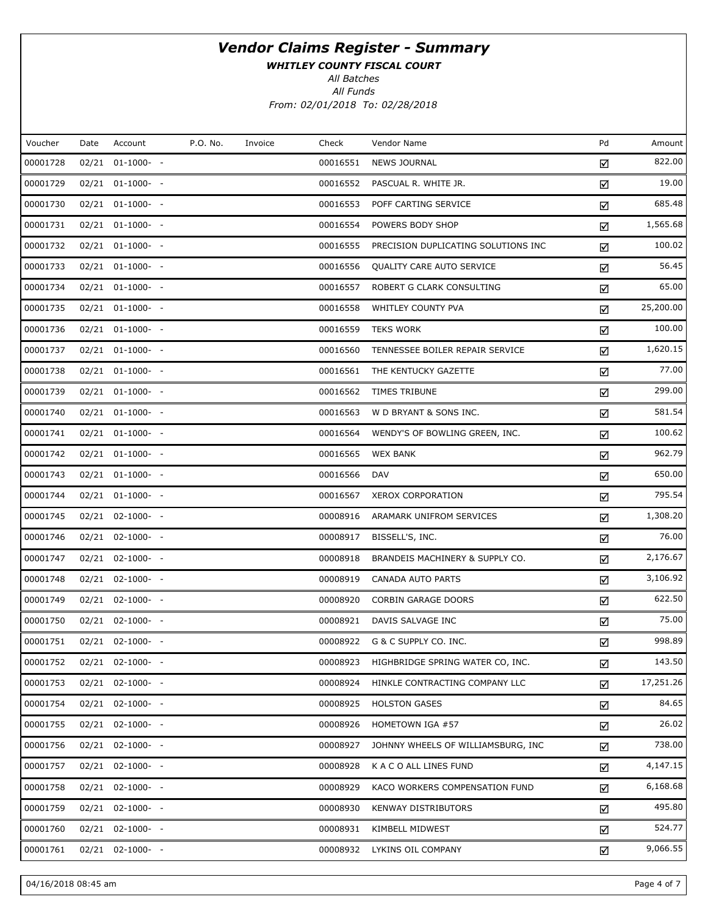# Vendor Claims Register - Summary

***WHITLEY COUNTY FISCAL COURT***

*All Batches*

*All Funds*

*From: 02/01/2018 To: 02/28/2018*

| Voucher | Date | Account | P.O. No. | Invoice | Check | Vendor Name | Pd | Amount |
|---|---|---|---|---|---|---|---|---|
| 00001728 | 02/21 | 01-1000- - | | | 00016551 | NEWS JOURNAL | ☑ | 822.00 |
| 00001729 | 02/21 | 01-1000- - | | | 00016552 | PASCUAL R. WHITE JR. | ☑ | 19.00 |
| 00001730 | 02/21 | 01-1000- - | | | 00016553 | POFF CARTING SERVICE | ☑ | 685.48 |
| 00001731 | 02/21 | 01-1000- - | | | 00016554 | POWERS BODY SHOP | ☑ | 1,565.68 |
| 00001732 | 02/21 | 01-1000- - | | | 00016555 | PRECISION DUPLICATING SOLUTIONS INC | ☑ | 100.02 |
| 00001733 | 02/21 | 01-1000- - | | | 00016556 | QUALITY CARE AUTO SERVICE | ☑ | 56.45 |
| 00001734 | 02/21 | 01-1000- - | | | 00016557 | ROBERT G CLARK CONSULTING | ☑ | 65.00 |
| 00001735 | 02/21 | 01-1000- - | | | 00016558 | WHITLEY COUNTY PVA | ☑ | 25,200.00 |
| 00001736 | 02/21 | 01-1000- - | | | 00016559 | TEKS WORK | ☑ | 100.00 |
| 00001737 | 02/21 | 01-1000- - | | | 00016560 | TENNESSEE BOILER REPAIR SERVICE | ☑ | 1,620.15 |
| 00001738 | 02/21 | 01-1000- - | | | 00016561 | THE KENTUCKY GAZETTE | ☑ | 77.00 |
| 00001739 | 02/21 | 01-1000- - | | | 00016562 | TIMES TRIBUNE | ☑ | 299.00 |
| 00001740 | 02/21 | 01-1000- - | | | 00016563 | W D BRYANT & SONS INC. | ☑ | 581.54 |
| 00001741 | 02/21 | 01-1000- - | | | 00016564 | WENDY'S OF BOWLING GREEN, INC. | ☑ | 100.62 |
| 00001742 | 02/21 | 01-1000- - | | | 00016565 | WEX BANK | ☑ | 962.79 |
| 00001743 | 02/21 | 01-1000- - | | | 00016566 | DAV | ☑ | 650.00 |
| 00001744 | 02/21 | 01-1000- - | | | 00016567 | XEROX CORPORATION | ☑ | 795.54 |
| 00001745 | 02/21 | 02-1000- - | | | 00008916 | ARAMARK UNIFROM SERVICES | ☑ | 1,308.20 |
| 00001746 | 02/21 | 02-1000- - | | | 00008917 | BISSELL'S, INC. | ☑ | 76.00 |
| 00001747 | 02/21 | 02-1000- - | | | 00008918 | BRANDEIS MACHINERY & SUPPLY CO. | ☑ | 2,176.67 |
| 00001748 | 02/21 | 02-1000- - | | | 00008919 | CANADA AUTO PARTS | ☑ | 3,106.92 |
| 00001749 | 02/21 | 02-1000- - | | | 00008920 | CORBIN GARAGE DOORS | ☑ | 622.50 |
| 00001750 | 02/21 | 02-1000- - | | | 00008921 | DAVIS SALVAGE INC | ☑ | 75.00 |
| 00001751 | 02/21 | 02-1000- - | | | 00008922 | G & C SUPPLY CO. INC. | ☑ | 998.89 |
| 00001752 | 02/21 | 02-1000- - | | | 00008923 | HIGHBRIDGE SPRING WATER CO, INC. | ☑ | 143.50 |
| 00001753 | 02/21 | 02-1000- - | | | 00008924 | HINKLE CONTRACTING COMPANY LLC | ☑ | 17,251.26 |
| 00001754 | 02/21 | 02-1000- - | | | 00008925 | HOLSTON GASES | ☑ | 84.65 |
| 00001755 | 02/21 | 02-1000- - | | | 00008926 | HOMETOWN IGA #57 | ☑ | 26.02 |
| 00001756 | 02/21 | 02-1000- - | | | 00008927 | JOHNNY WHEELS OF WILLIAMSBURG, INC | ☑ | 738.00 |
| 00001757 | 02/21 | 02-1000- - | | | 00008928 | K A C O ALL LINES FUND | ☑ | 4,147.15 |
| 00001758 | 02/21 | 02-1000- - | | | 00008929 | KACO WORKERS COMPENSATION FUND | ☑ | 6,168.68 |
| 00001759 | 02/21 | 02-1000- - | | | 00008930 | KENWAY DISTRIBUTORS | ☑ | 495.80 |
| 00001760 | 02/21 | 02-1000- - | | | 00008931 | KIMBELL MIDWEST | ☑ | 524.77 |
| 00001761 | 02/21 | 02-1000- - | | | 00008932 | LYKINS OIL COMPANY | ☑ | 9,066.55 |

04/16/2018 08:45 am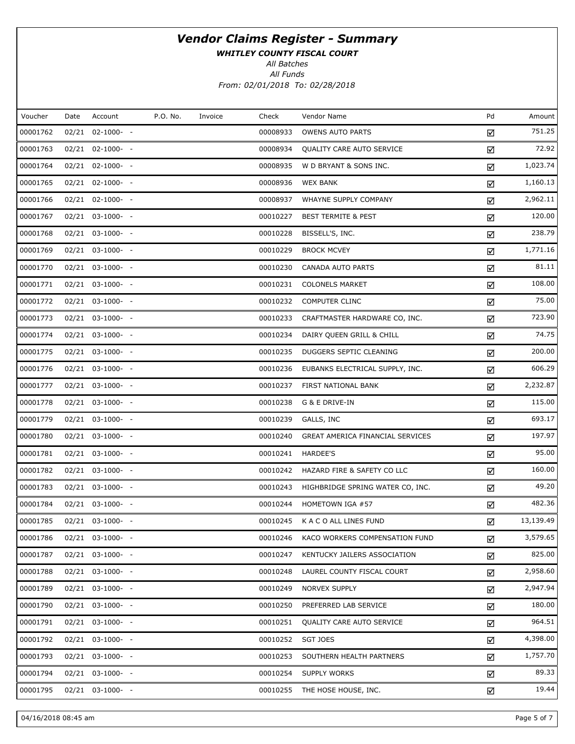# Vendor Claims Register - Summary

***WHITLEY COUNTY FISCAL COURT***

*All Batches*

*All Funds*

*From: 02/01/2018 To: 02/28/2018*

| Voucher | Date | Account | P.O. No. | Invoice | Check | Vendor Name | Pd | Amount |
|---|---|---|---|---|---|---|---|---|
| 00001762 | 02/21 | 02-1000- - | | | 00008933 | OWENS AUTO PARTS | ☑ | 751.25 |
| 00001763 | 02/21 | 02-1000- - | | | 00008934 | QUALITY CARE AUTO SERVICE | ☑ | 72.92 |
| 00001764 | 02/21 | 02-1000- - | | | 00008935 | W D BRYANT & SONS INC. | ☑ | 1,023.74 |
| 00001765 | 02/21 | 02-1000- - | | | 00008936 | WEX BANK | ☑ | 1,160.13 |
| 00001766 | 02/21 | 02-1000- - | | | 00008937 | WHAYNE SUPPLY COMPANY | ☑ | 2,962.11 |
| 00001767 | 02/21 | 03-1000- - | | | 00010227 | BEST TERMITE & PEST | ☑ | 120.00 |
| 00001768 | 02/21 | 03-1000- - | | | 00010228 | BISSELL'S, INC. | ☑ | 238.79 |
| 00001769 | 02/21 | 03-1000- - | | | 00010229 | BROCK MCVEY | ☑ | 1,771.16 |
| 00001770 | 02/21 | 03-1000- - | | | 00010230 | CANADA AUTO PARTS | ☑ | 81.11 |
| 00001771 | 02/21 | 03-1000- - | | | 00010231 | COLONELS MARKET | ☑ | 108.00 |
| 00001772 | 02/21 | 03-1000- - | | | 00010232 | COMPUTER CLINC | ☑ | 75.00 |
| 00001773 | 02/21 | 03-1000- - | | | 00010233 | CRAFTMASTER HARDWARE CO, INC. | ☑ | 723.90 |
| 00001774 | 02/21 | 03-1000- - | | | 00010234 | DAIRY QUEEN GRILL & CHILL | ☑ | 74.75 |
| 00001775 | 02/21 | 03-1000- - | | | 00010235 | DUGGERS SEPTIC CLEANING | ☑ | 200.00 |
| 00001776 | 02/21 | 03-1000- - | | | 00010236 | EUBANKS ELECTRICAL SUPPLY, INC. | ☑ | 606.29 |
| 00001777 | 02/21 | 03-1000- - | | | 00010237 | FIRST NATIONAL BANK | ☑ | 2,232.87 |
| 00001778 | 02/21 | 03-1000- - | | | 00010238 | G & E DRIVE-IN | ☑ | 115.00 |
| 00001779 | 02/21 | 03-1000- - | | | 00010239 | GALLS, INC | ☑ | 693.17 |
| 00001780 | 02/21 | 03-1000- - | | | 00010240 | GREAT AMERICA FINANCIAL SERVICES | ☑ | 197.97 |
| 00001781 | 02/21 | 03-1000- - | | | 00010241 | HARDEE'S | ☑ | 95.00 |
| 00001782 | 02/21 | 03-1000- - | | | 00010242 | HAZARD FIRE & SAFETY CO LLC | ☑ | 160.00 |
| 00001783 | 02/21 | 03-1000- - | | | 00010243 | HIGHBRIDGE SPRING WATER CO, INC. | ☑ | 49.20 |
| 00001784 | 02/21 | 03-1000- - | | | 00010244 | HOMETOWN IGA #57 | ☑ | 482.36 |
| 00001785 | 02/21 | 03-1000- - | | | 00010245 | K A C O ALL LINES FUND | ☑ | 13,139.49 |
| 00001786 | 02/21 | 03-1000- - | | | 00010246 | KACO WORKERS COMPENSATION FUND | ☑ | 3,579.65 |
| 00001787 | 02/21 | 03-1000- - | | | 00010247 | KENTUCKY JAILERS ASSOCIATION | ☑ | 825.00 |
| 00001788 | 02/21 | 03-1000- - | | | 00010248 | LAUREL COUNTY FISCAL COURT | ☑ | 2,958.60 |
| 00001789 | 02/21 | 03-1000- - | | | 00010249 | NORVEX SUPPLY | ☑ | 2,947.94 |
| 00001790 | 02/21 | 03-1000- - | | | 00010250 | PREFERRED LAB SERVICE | ☑ | 180.00 |
| 00001791 | 02/21 | 03-1000- - | | | 00010251 | QUALITY CARE AUTO SERVICE | ☑ | 964.51 |
| 00001792 | 02/21 | 03-1000- - | | | 00010252 | SGT JOES | ☑ | 4,398.00 |
| 00001793 | 02/21 | 03-1000- - | | | 00010253 | SOUTHERN HEALTH PARTNERS | ☑ | 1,757.70 |
| 00001794 | 02/21 | 03-1000- - | | | 00010254 | SUPPLY WORKS | ☑ | 89.33 |
| 00001795 | 02/21 | 03-1000- - | | | 00010255 | THE HOSE HOUSE, INC. | ☑ | 19.44 |

04/16/2018 08:45 am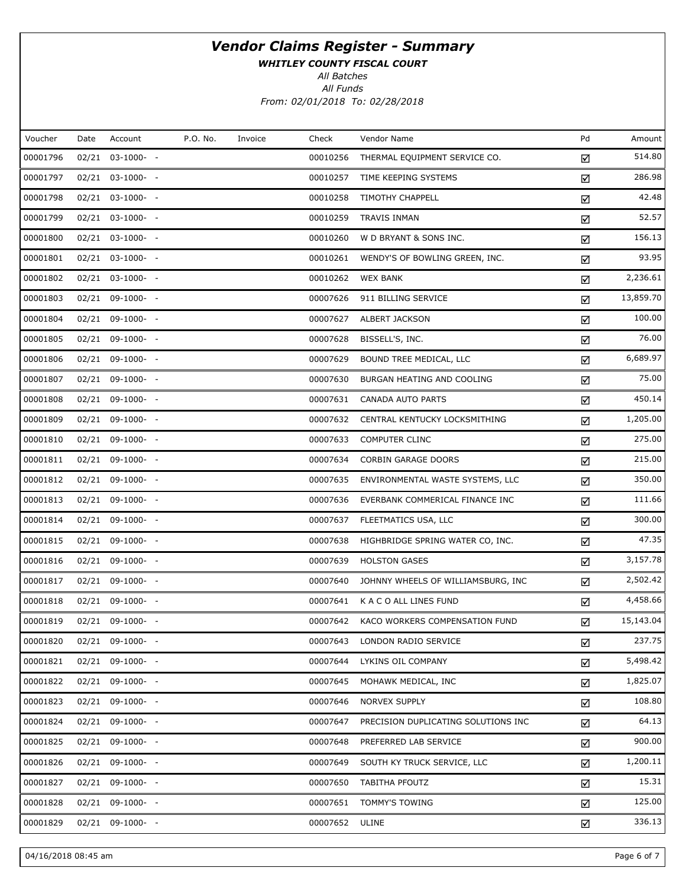# *Vendor Claims Register - Summary*

***WHITLEY COUNTY FISCAL COURT***

*All Batches*

*All Funds*

*From: 02/01/2018 To: 02/28/2018*

| Voucher | Date | Account | P.O. No. | Invoice | Check | Vendor Name | Pd | Amount |
|---|---|---|---|---|---|---|---|---|
| 00001796 | 02/21 | 03-1000- - | | | 00010256 | THERMAL EQUIPMENT SERVICE CO. | ☑ | 514.80 |
| 00001797 | 02/21 | 03-1000- - | | | 00010257 | TIME KEEPING SYSTEMS | ☑ | 286.98 |
| 00001798 | 02/21 | 03-1000- - | | | 00010258 | TIMOTHY CHAPPELL | ☑ | 42.48 |
| 00001799 | 02/21 | 03-1000- - | | | 00010259 | TRAVIS INMAN | ☑ | 52.57 |
| 00001800 | 02/21 | 03-1000- - | | | 00010260 | W D BRYANT & SONS INC. | ☑ | 156.13 |
| 00001801 | 02/21 | 03-1000- - | | | 00010261 | WENDY'S OF BOWLING GREEN, INC. | ☑ | 93.95 |
| 00001802 | 02/21 | 03-1000- - | | | 00010262 | WEX BANK | ☑ | 2,236.61 |
| 00001803 | 02/21 | 09-1000- - | | | 00007626 | 911 BILLING SERVICE | ☑ | 13,859.70 |
| 00001804 | 02/21 | 09-1000- - | | | 00007627 | ALBERT JACKSON | ☑ | 100.00 |
| 00001805 | 02/21 | 09-1000- - | | | 00007628 | BISSELL'S, INC. | ☑ | 76.00 |
| 00001806 | 02/21 | 09-1000- - | | | 00007629 | BOUND TREE MEDICAL, LLC | ☑ | 6,689.97 |
| 00001807 | 02/21 | 09-1000- - | | | 00007630 | BURGAN HEATING AND COOLING | ☑ | 75.00 |
| 00001808 | 02/21 | 09-1000- - | | | 00007631 | CANADA AUTO PARTS | ☑ | 450.14 |
| 00001809 | 02/21 | 09-1000- - | | | 00007632 | CENTRAL KENTUCKY LOCKSMITHING | ☑ | 1,205.00 |
| 00001810 | 02/21 | 09-1000- - | | | 00007633 | COMPUTER CLINC | ☑ | 275.00 |
| 00001811 | 02/21 | 09-1000- - | | | 00007634 | CORBIN GARAGE DOORS | ☑ | 215.00 |
| 00001812 | 02/21 | 09-1000- - | | | 00007635 | ENVIRONMENTAL WASTE SYSTEMS, LLC | ☑ | 350.00 |
| 00001813 | 02/21 | 09-1000- - | | | 00007636 | EVERBANK COMMERICAL FINANCE INC | ☑ | 111.66 |
| 00001814 | 02/21 | 09-1000- - | | | 00007637 | FLEETMATICS USA, LLC | ☑ | 300.00 |
| 00001815 | 02/21 | 09-1000- - | | | 00007638 | HIGHBRIDGE SPRING WATER CO, INC. | ☑ | 47.35 |
| 00001816 | 02/21 | 09-1000- - | | | 00007639 | HOLSTON GASES | ☑ | 3,157.78 |
| 00001817 | 02/21 | 09-1000- - | | | 00007640 | JOHNNY WHEELS OF WILLIAMSBURG, INC | ☑ | 2,502.42 |
| 00001818 | 02/21 | 09-1000- - | | | 00007641 | K A C O ALL LINES FUND | ☑ | 4,458.66 |
| 00001819 | 02/21 | 09-1000- - | | | 00007642 | KACO WORKERS COMPENSATION FUND | ☑ | 15,143.04 |
| 00001820 | 02/21 | 09-1000- - | | | 00007643 | LONDON RADIO SERVICE | ☑ | 237.75 |
| 00001821 | 02/21 | 09-1000- - | | | 00007644 | LYKINS OIL COMPANY | ☑ | 5,498.42 |
| 00001822 | 02/21 | 09-1000- - | | | 00007645 | MOHAWK MEDICAL, INC | ☑ | 1,825.07 |
| 00001823 | 02/21 | 09-1000- - | | | 00007646 | NORVEX SUPPLY | ☑ | 108.80 |
| 00001824 | 02/21 | 09-1000- - | | | 00007647 | PRECISION DUPLICATING SOLUTIONS INC | ☑ | 64.13 |
| 00001825 | 02/21 | 09-1000- - | | | 00007648 | PREFERRED LAB SERVICE | ☑ | 900.00 |
| 00001826 | 02/21 | 09-1000- - | | | 00007649 | SOUTH KY TRUCK SERVICE, LLC | ☑ | 1,200.11 |
| 00001827 | 02/21 | 09-1000- - | | | 00007650 | TABITHA PFOUTZ | ☑ | 15.31 |
| 00001828 | 02/21 | 09-1000- - | | | 00007651 | TOMMY'S TOWING | ☑ | 125.00 |
| 00001829 | 02/21 | 09-1000- - | | | 00007652 | ULINE | ☑ | 336.13 |

04/16/2018 08:45 am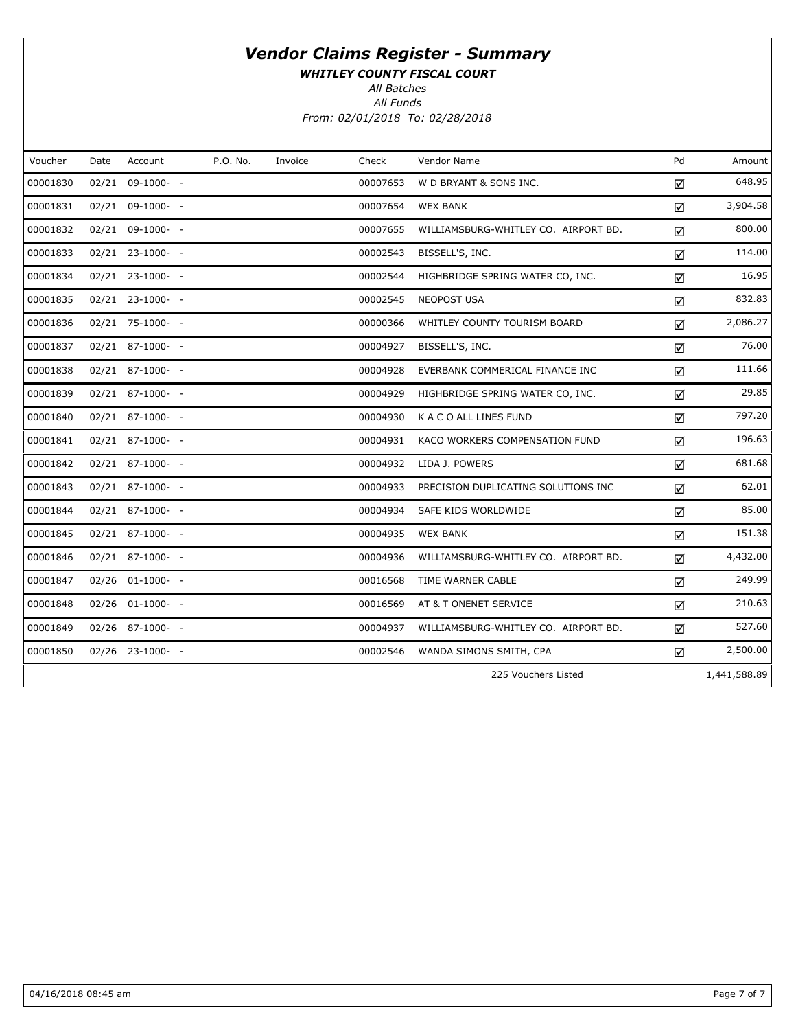# Vendor Claims Register - Summary

***WHITLEY COUNTY FISCAL COURT***

*All Batches*

*All Funds*

*From: 02/01/2018 To: 02/28/2018*

| Voucher | Date | Account | P.O. No. | Invoice | Check | Vendor Name | Pd | Amount |
|---|---|---|---|---|---|---|---|---|
| 00001830 | 02/21 | 09-1000- - | | | 00007653 | W D BRYANT & SONS INC. | ☑ | 648.95 |
| 00001831 | 02/21 | 09-1000- - | | | 00007654 | WEX BANK | ☑ | 3,904.58 |
| 00001832 | 02/21 | 09-1000- - | | | 00007655 | WILLIAMSBURG-WHITLEY CO. AIRPORT BD. | ☑ | 800.00 |
| 00001833 | 02/21 | 23-1000- - | | | 00002543 | BISSELL'S, INC. | ☑ | 114.00 |
| 00001834 | 02/21 | 23-1000- - | | | 00002544 | HIGHBRIDGE SPRING WATER CO, INC. | ☑ | 16.95 |
| 00001835 | 02/21 | 23-1000- - | | | 00002545 | NEOPOST USA | ☑ | 832.83 |
| 00001836 | 02/21 | 75-1000- - | | | 00000366 | WHITLEY COUNTY TOURISM BOARD | ☑ | 2,086.27 |
| 00001837 | 02/21 | 87-1000- - | | | 00004927 | BISSELL'S, INC. | ☑ | 76.00 |
| 00001838 | 02/21 | 87-1000- - | | | 00004928 | EVERBANK COMMERICAL FINANCE INC | ☑ | 111.66 |
| 00001839 | 02/21 | 87-1000- - | | | 00004929 | HIGHBRIDGE SPRING WATER CO, INC. | ☑ | 29.85 |
| 00001840 | 02/21 | 87-1000- - | | | 00004930 | K A C O ALL LINES FUND | ☑ | 797.20 |
| 00001841 | 02/21 | 87-1000- - | | | 00004931 | KACO WORKERS COMPENSATION FUND | ☑ | 196.63 |
| 00001842 | 02/21 | 87-1000- - | | | 00004932 | LIDA J. POWERS | ☑ | 681.68 |
| 00001843 | 02/21 | 87-1000- - | | | 00004933 | PRECISION DUPLICATING SOLUTIONS INC | ☑ | 62.01 |
| 00001844 | 02/21 | 87-1000- - | | | 00004934 | SAFE KIDS WORLDWIDE | ☑ | 85.00 |
| 00001845 | 02/21 | 87-1000- - | | | 00004935 | WEX BANK | ☑ | 151.38 |
| 00001846 | 02/21 | 87-1000- - | | | 00004936 | WILLIAMSBURG-WHITLEY CO. AIRPORT BD. | ☑ | 4,432.00 |
| 00001847 | 02/26 | 01-1000- - | | | 00016568 | TIME WARNER CABLE | ☑ | 249.99 |
| 00001848 | 02/26 | 01-1000- - | | | 00016569 | AT & T ONENET SERVICE | ☑ | 210.63 |
| 00001849 | 02/26 | 87-1000- - | | | 00004937 | WILLIAMSBURG-WHITLEY CO. AIRPORT BD. | ☑ | 527.60 |
| 00001850 | 02/26 | 23-1000- - | | | 00002546 | WANDA SIMONS SMITH, CPA | ☑ | 2,500.00 |
| | | | | | | 225 Vouchers Listed | | 1,441,588.89 |

04/16/2018 08:45 am